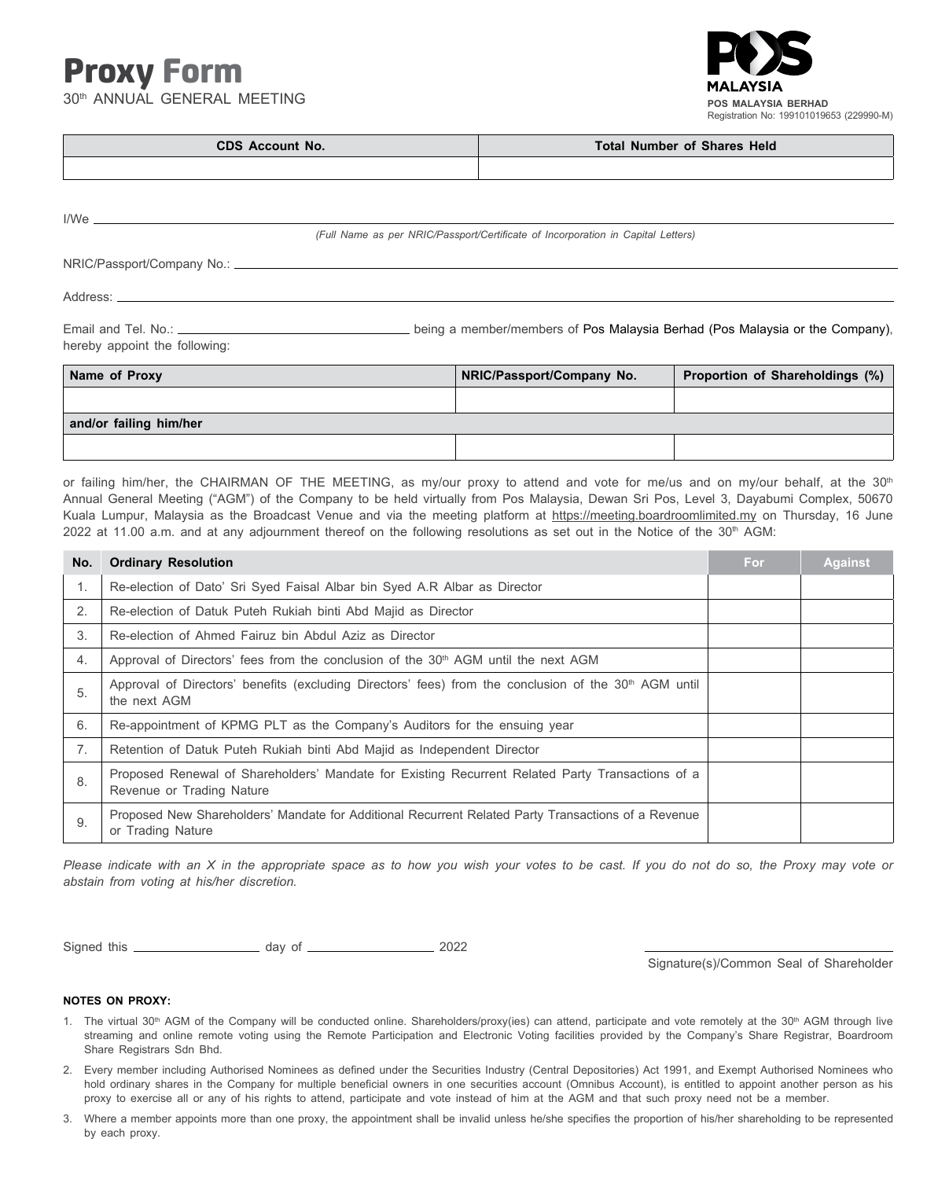# Proxy Form

30th ANNUAL GENERAL MEETING

**POS MALAYSIA BERHAD**
Registration No: 199101019653 (229990-M)

| CDS Account No. | Total Number of Shares Held |
|---|---|
| | |

I/We ____________________________________________

*(Full Name as per NRIC/Passport/Certificate of Incorporation in Capital Letters)*

NRIC/Passport/Company No.: ____________________________________________

Address: ____________________________________________

Email and Tel. No.: ____________________ being a member/members of Pos Malaysia Berhad (Pos Malaysia or the Company), hereby appoint the following:

| Name of Proxy | NRIC/Passport/Company No. | Proportion of Shareholdings (%) |
|---|---|---|
| | | |
| **and/or failing him/her** | | |
| | | |

or failing him/her, the CHAIRMAN OF THE MEETING, as my/our proxy to attend and vote for me/us and on my/our behalf, at the 30th Annual General Meeting ("AGM") of the Company to be held virtually from Pos Malaysia, Dewan Sri Pos, Level 3, Dayabumi Complex, 50670 Kuala Lumpur, Malaysia as the Broadcast Venue and via the meeting platform at https://meeting.boardroomlimited.my on Thursday, 16 June 2022 at 11.00 a.m. and at any adjournment thereof on the following resolutions as set out in the Notice of the 30th AGM:

| No. | Ordinary Resolution | For | Against |
|---|---|---|---|
| 1. | Re-election of Dato' Sri Syed Faisal Albar bin Syed A.R Albar as Director | | |
| 2. | Re-election of Datuk Puteh Rukiah binti Abd Majid as Director | | |
| 3. | Re-election of Ahmed Fairuz bin Abdul Aziz as Director | | |
| 4. | Approval of Directors' fees from the conclusion of the 30th AGM until the next AGM | | |
| 5. | Approval of Directors' benefits (excluding Directors' fees) from the conclusion of the 30th AGM until the next AGM | | |
| 6. | Re-appointment of KPMG PLT as the Company's Auditors for the ensuing year | | |
| 7. | Retention of Datuk Puteh Rukiah binti Abd Majid as Independent Director | | |
| 8. | Proposed Renewal of Shareholders' Mandate for Existing Recurrent Related Party Transactions of a Revenue or Trading Nature | | |
| 9. | Proposed New Shareholders' Mandate for Additional Recurrent Related Party Transactions of a Revenue or Trading Nature | | |

*Please indicate with an X in the appropriate space as to how you wish your votes to be cast. If you do not do so, the Proxy may vote or abstain from voting at his/her discretion.*

Signed this ____________ day of ____________ 2022

____________________________
Signature(s)/Common Seal of Shareholder

**NOTES ON PROXY:**

1. The virtual 30th AGM of the Company will be conducted online. Shareholders/proxy(ies) can attend, participate and vote remotely at the 30th AGM through live streaming and online remote voting using the Remote Participation and Electronic Voting facilities provided by the Company's Share Registrar, Boardroom Share Registrars Sdn Bhd.
2. Every member including Authorised Nominees as defined under the Securities Industry (Central Depositories) Act 1991, and Exempt Authorised Nominees who hold ordinary shares in the Company for multiple beneficial owners in one securities account (Omnibus Account), is entitled to appoint another person as his proxy to exercise all or any of his rights to attend, participate and vote instead of him at the AGM and that such proxy need not be a member.
3. Where a member appoints more than one proxy, the appointment shall be invalid unless he/she specifies the proportion of his/her shareholding to be represented by each proxy.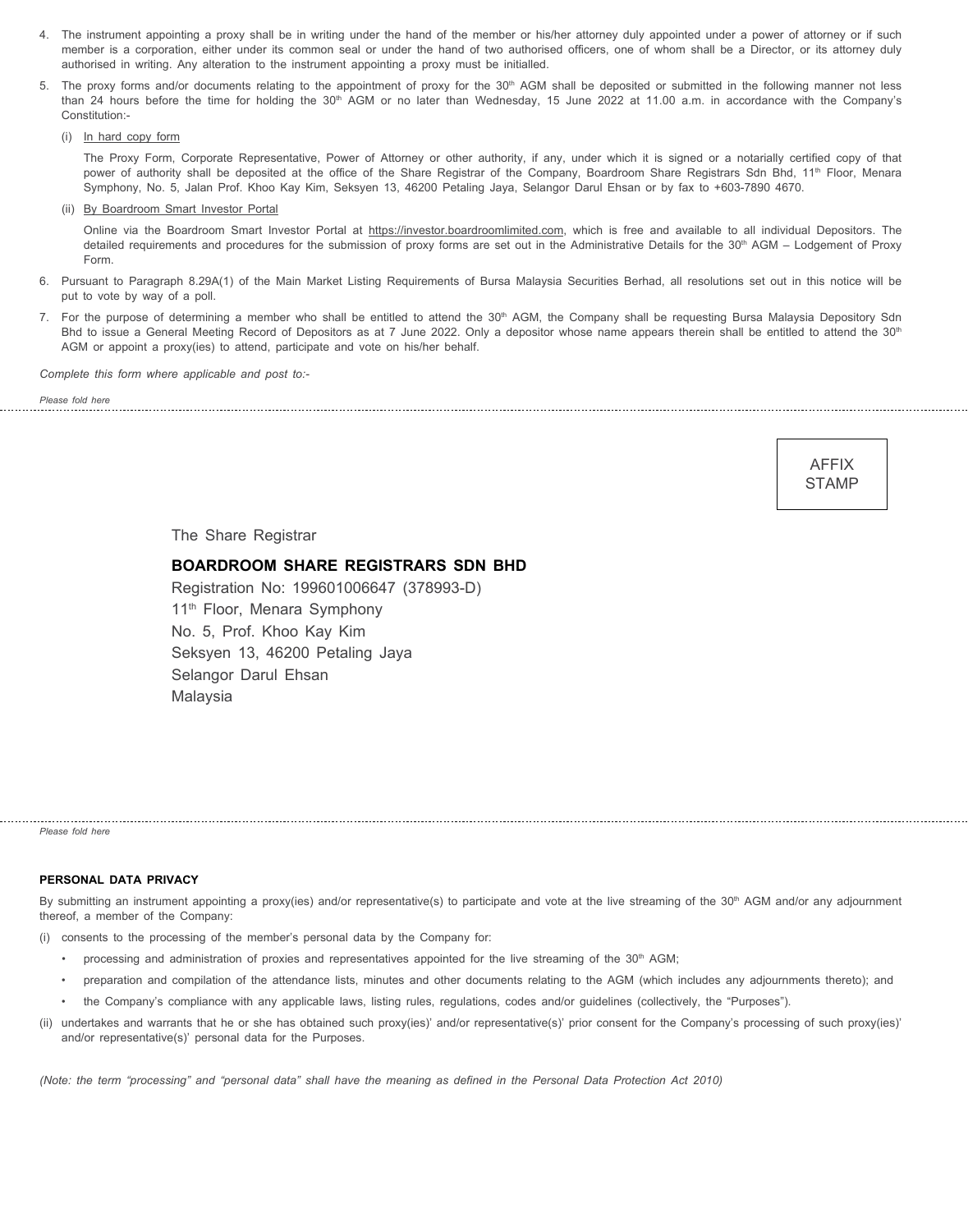4. The instrument appointing a proxy shall be in writing under the hand of the member or his/her attorney duly appointed under a power of attorney or if such member is a corporation, either under its common seal or under the hand of two authorised officers, one of whom shall be a Director, or its attorney duly authorised in writing. Any alteration to the instrument appointing a proxy must be initialled.

5. The proxy forms and/or documents relating to the appointment of proxy for the 30th AGM shall be deposited or submitted in the following manner not less than 24 hours before the time for holding the 30th AGM or no later than Wednesday, 15 June 2022 at 11.00 a.m. in accordance with the Company's Constitution:-

   (i) <u>In hard copy form</u>

   The Proxy Form, Corporate Representative, Power of Attorney or other authority, if any, under which it is signed or a notarially certified copy of that power of authority shall be deposited at the office of the Share Registrar of the Company, Boardroom Share Registrars Sdn Bhd, 11th Floor, Menara Symphony, No. 5, Jalan Prof. Khoo Kay Kim, Seksyen 13, 46200 Petaling Jaya, Selangor Darul Ehsan or by fax to +603-7890 4670.

   (ii) <u>By Boardroom Smart Investor Portal</u>

   Online via the Boardroom Smart Investor Portal at https://investor.boardroomlimited.com, which is free and available to all individual Depositors. The detailed requirements and procedures for the submission of proxy forms are set out in the Administrative Details for the 30th AGM – Lodgement of Proxy Form.

6. Pursuant to Paragraph 8.29A(1) of the Main Market Listing Requirements of Bursa Malaysia Securities Berhad, all resolutions set out in this notice will be put to vote by way of a poll.

7. For the purpose of determining a member who shall be entitled to attend the 30th AGM, the Company shall be requesting Bursa Malaysia Depository Sdn Bhd to issue a General Meeting Record of Depositors as at 7 June 2022. Only a depositor whose name appears therein shall be entitled to attend the 30th AGM or appoint a proxy(ies) to attend, participate and vote on his/her behalf.

*Complete this form where applicable and post to:-*

*Please fold here*

AFFIX STAMP

The Share Registrar

**BOARDROOM SHARE REGISTRARS SDN BHD**
Registration No: 199601006647 (378993-D)
11th Floor, Menara Symphony
No. 5, Prof. Khoo Kay Kim
Seksyen 13, 46200 Petaling Jaya
Selangor Darul Ehsan
Malaysia

*Please fold here*

**PERSONAL DATA PRIVACY**

By submitting an instrument appointing a proxy(ies) and/or representative(s) to participate and vote at the live streaming of the 30th AGM and/or any adjournment thereof, a member of the Company:

(i) consents to the processing of the member's personal data by the Company for:
   - processing and administration of proxies and representatives appointed for the live streaming of the 30th AGM;
   - preparation and compilation of the attendance lists, minutes and other documents relating to the AGM (which includes any adjournments thereto); and
   - the Company's compliance with any applicable laws, listing rules, regulations, codes and/or guidelines (collectively, the "Purposes").

(ii) undertakes and warrants that he or she has obtained such proxy(ies)' and/or representative(s)' prior consent for the Company's processing of such proxy(ies)' and/or representative(s)' personal data for the Purposes.

*(Note: the term "processing" and "personal data" shall have the meaning as defined in the Personal Data Protection Act 2010)*